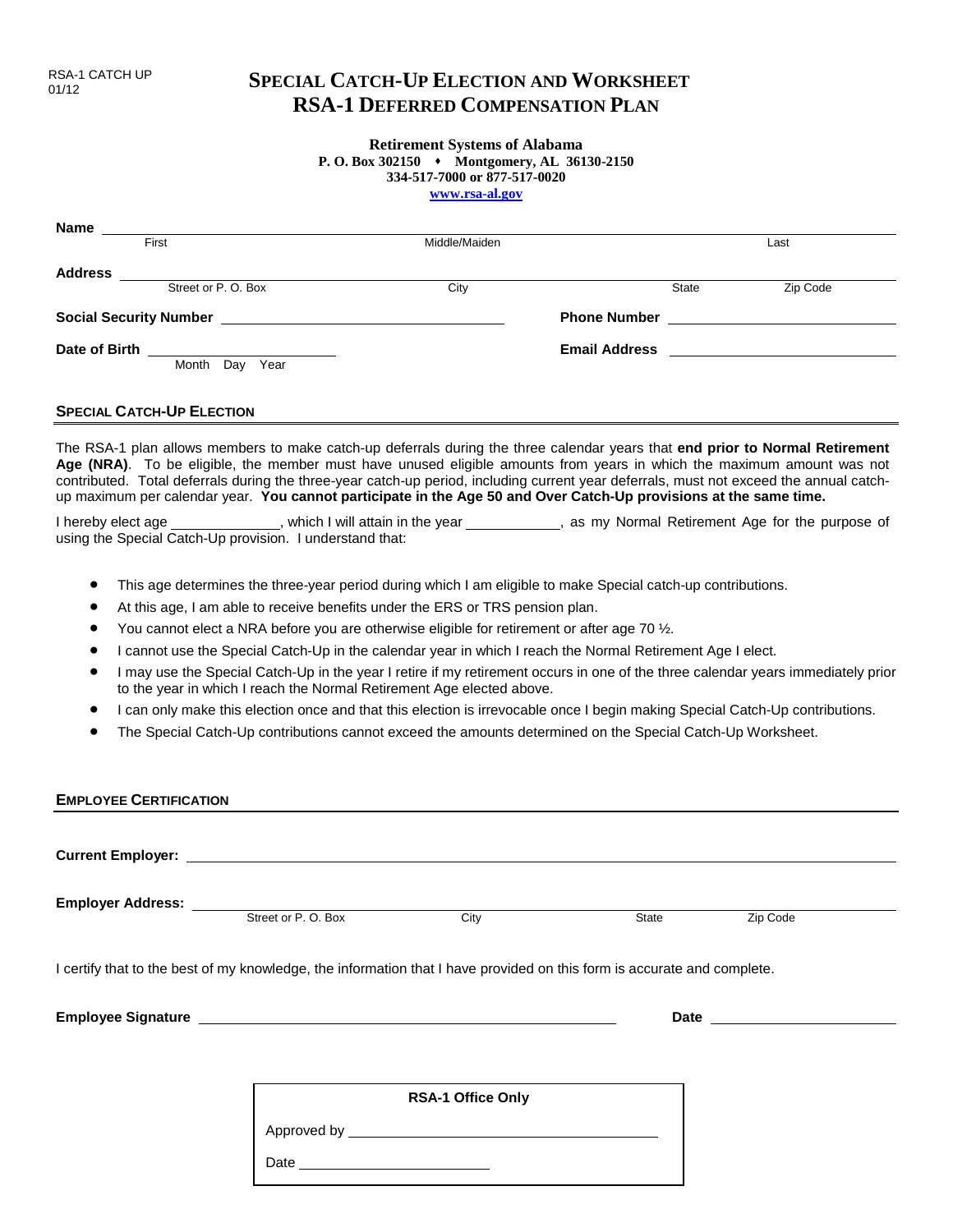RSA-1 CATCH UP
01/12

# SPECIAL CATCH-UP ELECTION AND WORKSHEET
# RSA-1 DEFERRED COMPENSATION PLAN

**Retirement Systems of Alabama**
**P. O. Box 302150 ♦ Montgomery, AL 36130-2150**
**334-517-7000 or 877-517-0020**
**www.rsa-al.gov**

**Name** ______________________________________________
First Middle/Maiden Last

**Address** ______________________________________________
Street or P. O. Box City State Zip Code

**Social Security Number** ____________________ **Phone Number** ____________________

**Date of Birth** ____________________ **Email Address** ____________________
Month Day Year

## SPECIAL CATCH-UP ELECTION

The RSA-1 plan allows members to make catch-up deferrals during the three calendar years that **end prior to Normal Retirement Age (NRA)**. To be eligible, the member must have unused eligible amounts from years in which the maximum amount was not contributed. Total deferrals during the three-year catch-up period, including current year deferrals, must not exceed the annual catch-up maximum per calendar year. **You cannot participate in the Age 50 and Over Catch-Up provisions at the same time.**

I hereby elect age ______________, which I will attain in the year ____________, as my Normal Retirement Age for the purpose of using the Special Catch-Up provision. I understand that:

- This age determines the three-year period during which I am eligible to make Special catch-up contributions.
- At this age, I am able to receive benefits under the ERS or TRS pension plan.
- You cannot elect a NRA before you are otherwise eligible for retirement or after age 70 ½.
- I cannot use the Special Catch-Up in the calendar year in which I reach the Normal Retirement Age I elect.
- I may use the Special Catch-Up in the year I retire if my retirement occurs in one of the three calendar years immediately prior to the year in which I reach the Normal Retirement Age elected above.
- I can only make this election once and that this election is irrevocable once I begin making Special Catch-Up contributions.
- The Special Catch-Up contributions cannot exceed the amounts determined on the Special Catch-Up Worksheet.

## EMPLOYEE CERTIFICATION

**Current Employer:** ______________________________________________

**Employer Address:** ______________________________________________
Street or P. O. Box City State Zip Code

I certify that to the best of my knowledge, the information that I have provided on this form is accurate and complete.

**Employee Signature** ______________________________ **Date** ____________________

**RSA-1 Office Only**

Approved by ______________________________

Date ____________________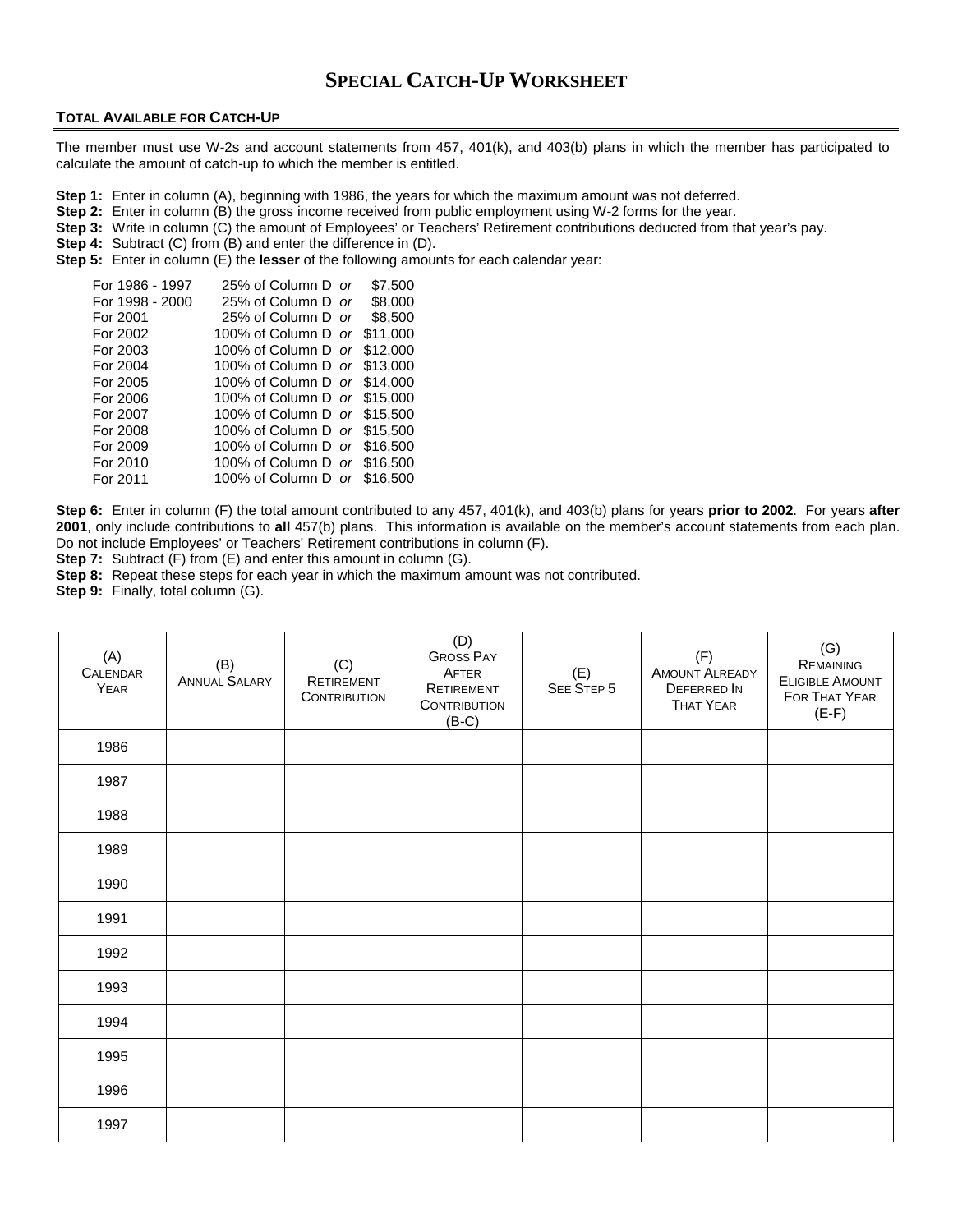# Special Catch-Up Worksheet

## Total Available for Catch-Up

The member must use W-2s and account statements from 457, 401(k), and 403(b) plans in which the member has participated to calculate the amount of catch-up to which the member is entitled.

**Step 1:** Enter in column (A), beginning with 1986, the years for which the maximum amount was not deferred.
**Step 2:** Enter in column (B) the gross income received from public employment using W-2 forms for the year.
**Step 3:** Write in column (C) the amount of Employees' or Teachers' Retirement contributions deducted from that year's pay.
**Step 4:** Subtract (C) from (B) and enter the difference in (D).
**Step 5:** Enter in column (E) the **lesser** of the following amounts for each calendar year:

| | | |
|---|---|---|
| For 1986 - 1997 | 25% of Column D *or* | \$7,500 |
| For 1998 - 2000 | 25% of Column D *or* | \$8,000 |
| For 2001 | 25% of Column D *or* | \$8,500 |
| For 2002 | 100% of Column D *or* | \$11,000 |
| For 2003 | 100% of Column D *or* | \$12,000 |
| For 2004 | 100% of Column D *or* | \$13,000 |
| For 2005 | 100% of Column D *or* | \$14,000 |
| For 2006 | 100% of Column D *or* | \$15,000 |
| For 2007 | 100% of Column D *or* | \$15,500 |
| For 2008 | 100% of Column D *or* | \$15,500 |
| For 2009 | 100% of Column D *or* | \$16,500 |
| For 2010 | 100% of Column D *or* | \$16,500 |
| For 2011 | 100% of Column D *or* | \$16,500 |

**Step 6:** Enter in column (F) the total amount contributed to any 457, 401(k), and 403(b) plans for years **prior to 2002**. For years **after 2001**, only include contributions to **all** 457(b) plans. This information is available on the member's account statements from each plan. Do not include Employees' or Teachers' Retirement contributions in column (F).
**Step 7:** Subtract (F) from (E) and enter this amount in column (G).
**Step 8:** Repeat these steps for each year in which the maximum amount was not contributed.
**Step 9:** Finally, total column (G).

| (A) Calendar Year | (B) Annual Salary | (C) Retirement Contribution | (D) Gross Pay After Retirement Contribution (B-C) | (E) See Step 5 | (F) Amount Already Deferred In That Year | (G) Remaining Eligible Amount For That Year (E-F) |
|---|---|---|---|---|---|---|
| 1986 | | | | | | |
| 1987 | | | | | | |
| 1988 | | | | | | |
| 1989 | | | | | | |
| 1990 | | | | | | |
| 1991 | | | | | | |
| 1992 | | | | | | |
| 1993 | | | | | | |
| 1994 | | | | | | |
| 1995 | | | | | | |
| 1996 | | | | | | |
| 1997 | | | | | | |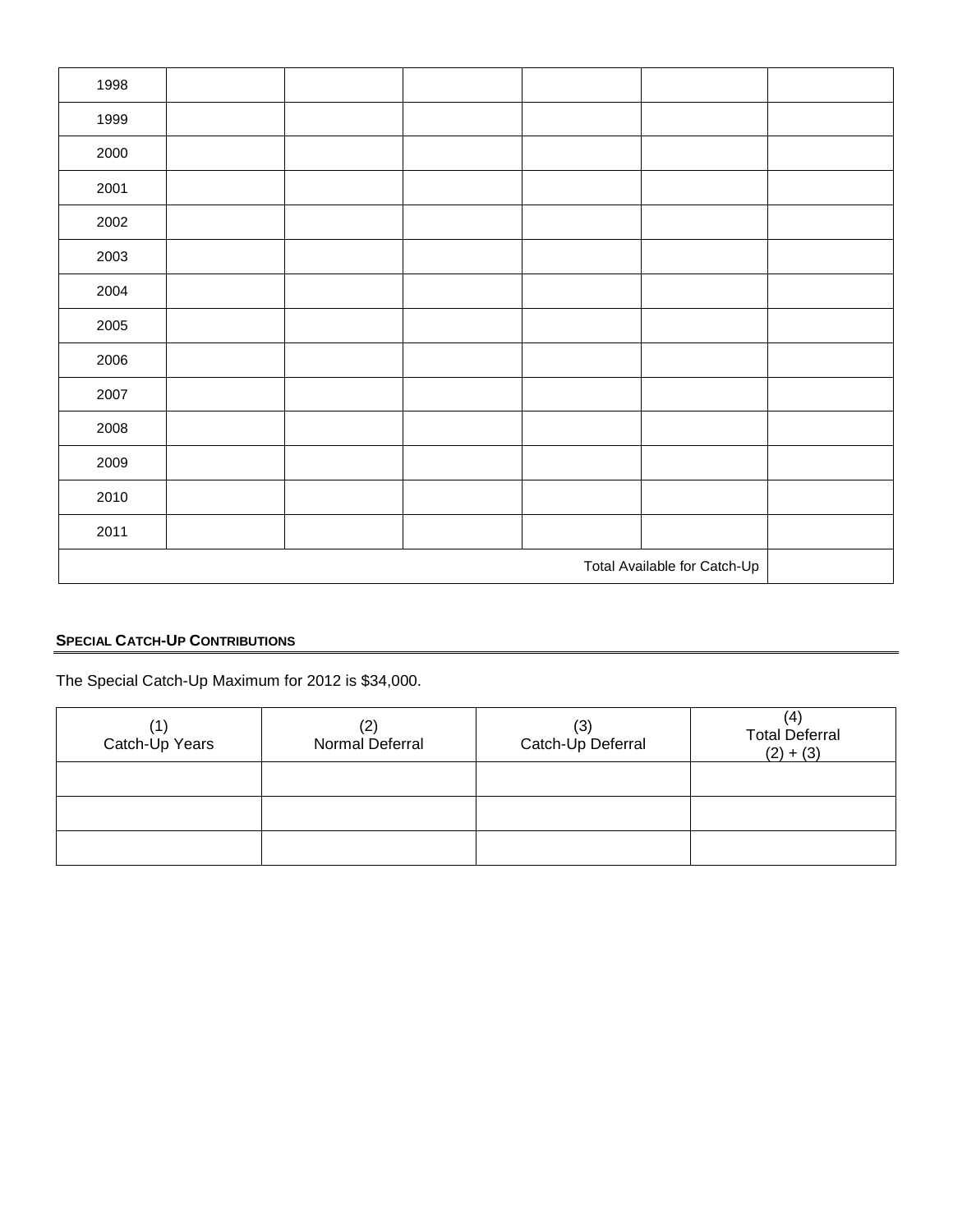| | | | | | | |
|---|---|---|---|---|---|---|
| 1998 | | | | | | |
| 1999 | | | | | | |
| 2000 | | | | | | |
| 2001 | | | | | | |
| 2002 | | | | | | |
| 2003 | | | | | | |
| 2004 | | | | | | |
| 2005 | | | | | | |
| 2006 | | | | | | |
| 2007 | | | | | | |
| 2008 | | | | | | |
| 2009 | | | | | | |
| 2010 | | | | | | |
| 2011 | | | | | | |
| | | | | | Total Available for Catch-Up | |

## SPECIAL CATCH-UP CONTRIBUTIONS

The Special Catch-Up Maximum for 2012 is $34,000.

| (1) Catch-Up Years | (2) Normal Deferral | (3) Catch-Up Deferral | (4) Total Deferral (2) + (3) |
|---|---|---|---|
| | | | |
| | | | |
| | | | |